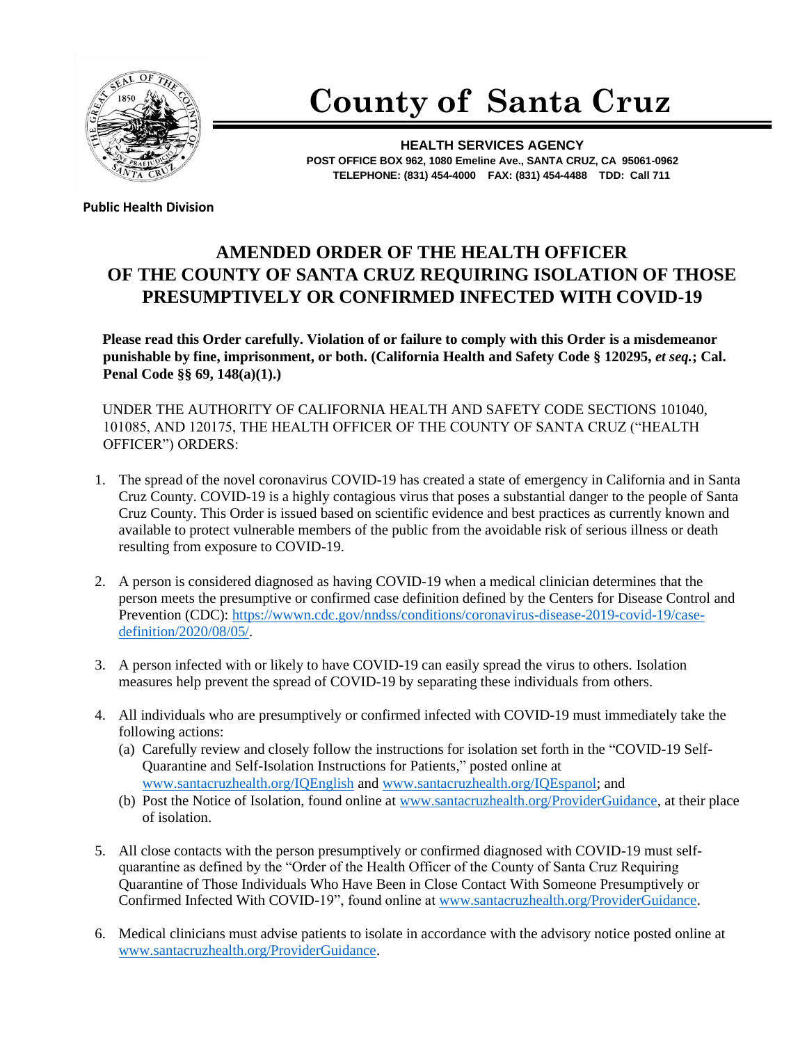# County of Santa Cruz

**HEALTH SERVICES AGENCY**
**POST OFFICE BOX 962, 1080 Emeline Ave., SANTA CRUZ, CA 95061-0962**
**TELEPHONE: (831) 454-4000 FAX: (831) 454-4488 TDD: Call 711**

**Public Health Division**

## AMENDED ORDER OF THE HEALTH OFFICER OF THE COUNTY OF SANTA CRUZ REQUIRING ISOLATION OF THOSE PRESUMPTIVELY OR CONFIRMED INFECTED WITH COVID-19

**Please read this Order carefully. Violation of or failure to comply with this Order is a misdemeanor punishable by fine, imprisonment, or both. (California Health and Safety Code § 120295, *et seq.*; Cal. Penal Code §§ 69, 148(a)(1).)**

UNDER THE AUTHORITY OF CALIFORNIA HEALTH AND SAFETY CODE SECTIONS 101040, 101085, AND 120175, THE HEALTH OFFICER OF THE COUNTY OF SANTA CRUZ ("HEALTH OFFICER") ORDERS:

1. The spread of the novel coronavirus COVID-19 has created a state of emergency in California and in Santa Cruz County. COVID-19 is a highly contagious virus that poses a substantial danger to the people of Santa Cruz County. This Order is issued based on scientific evidence and best practices as currently known and available to protect vulnerable members of the public from the avoidable risk of serious illness or death resulting from exposure to COVID-19.

2. A person is considered diagnosed as having COVID-19 when a medical clinician determines that the person meets the presumptive or confirmed case definition defined by the Centers for Disease Control and Prevention (CDC): https://wwwn.cdc.gov/nndss/conditions/coronavirus-disease-2019-covid-19/case-definition/2020/08/05/.

3. A person infected with or likely to have COVID-19 can easily spread the virus to others. Isolation measures help prevent the spread of COVID-19 by separating these individuals from others.

4. All individuals who are presumptively or confirmed infected with COVID-19 must immediately take the following actions:
   (a) Carefully review and closely follow the instructions for isolation set forth in the "COVID-19 Self-Quarantine and Self-Isolation Instructions for Patients," posted online at www.santacruzhealth.org/IQEnglish and www.santacruzhealth.org/IQEspanol; and
   (b) Post the Notice of Isolation, found online at www.santacruzhealth.org/ProviderGuidance, at their place of isolation.

5. All close contacts with the person presumptively or confirmed diagnosed with COVID-19 must self-quarantine as defined by the "Order of the Health Officer of the County of Santa Cruz Requiring Quarantine of Those Individuals Who Have Been in Close Contact With Someone Presumptively or Confirmed Infected With COVID-19", found online at www.santacruzhealth.org/ProviderGuidance.

6. Medical clinicians must advise patients to isolate in accordance with the advisory notice posted online at www.santacruzhealth.org/ProviderGuidance.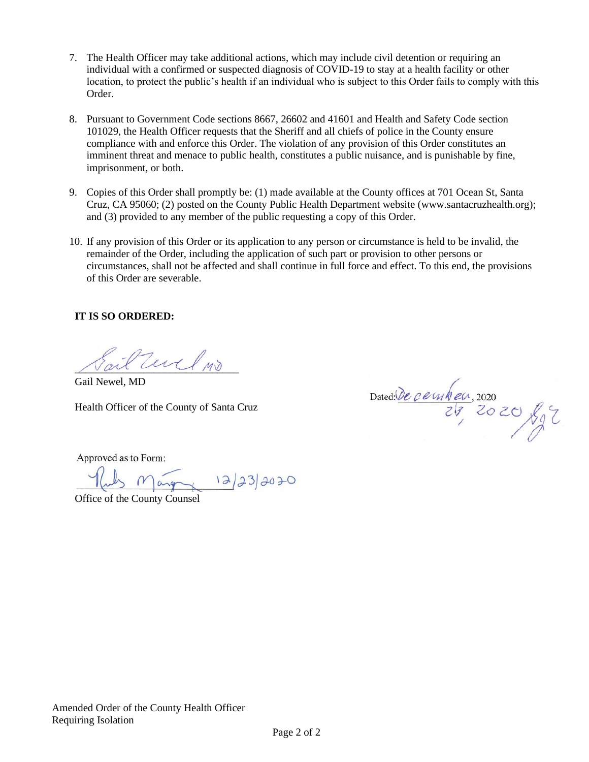7. The Health Officer may take additional actions, which may include civil detention or requiring an individual with a confirmed or suspected diagnosis of COVID-19 to stay at a health facility or other location, to protect the public's health if an individual who is subject to this Order fails to comply with this Order.

8. Pursuant to Government Code sections 8667, 26602 and 41601 and Health and Safety Code section 101029, the Health Officer requests that the Sheriff and all chiefs of police in the County ensure compliance with and enforce this Order. The violation of any provision of this Order constitutes an imminent threat and menace to public health, constitutes a public nuisance, and is punishable by fine, imprisonment, or both.

9. Copies of this Order shall promptly be: (1) made available at the County offices at 701 Ocean St, Santa Cruz, CA 95060; (2) posted on the County Public Health Department website (www.santacruzhealth.org); and (3) provided to any member of the public requesting a copy of this Order.

10. If any provision of this Order or its application to any person or circumstance is held to be invalid, the remainder of the Order, including the application of such part or provision to other persons or circumstances, shall not be affected and shall continue in full force and effect. To this end, the provisions of this Order are severable.

**IT IS SO ORDERED:**

Gail Newel, MD

Gail Newel, MD

Health Officer of the County of Santa Cruz

Dated: December, 2020
23, 2020

Approved as to Form:

12/23/2020

Office of the County Counsel

Amended Order of the County Health Officer
Requiring Isolation